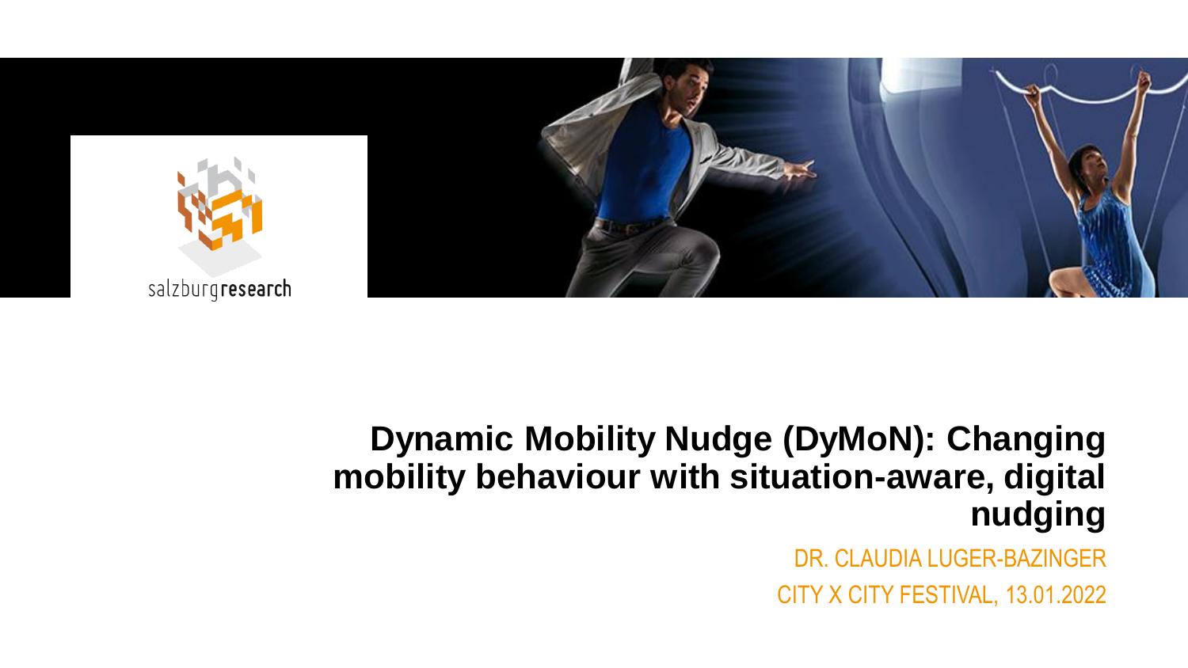salzburgresearch

# Dynamic Mobility Nudge (DyMoN): Changing mobility behaviour with situation-aware, digital nudging

DR. CLAUDIA LUGER-BAZINGER

CITY X CITY FESTIVAL, 13.01.2022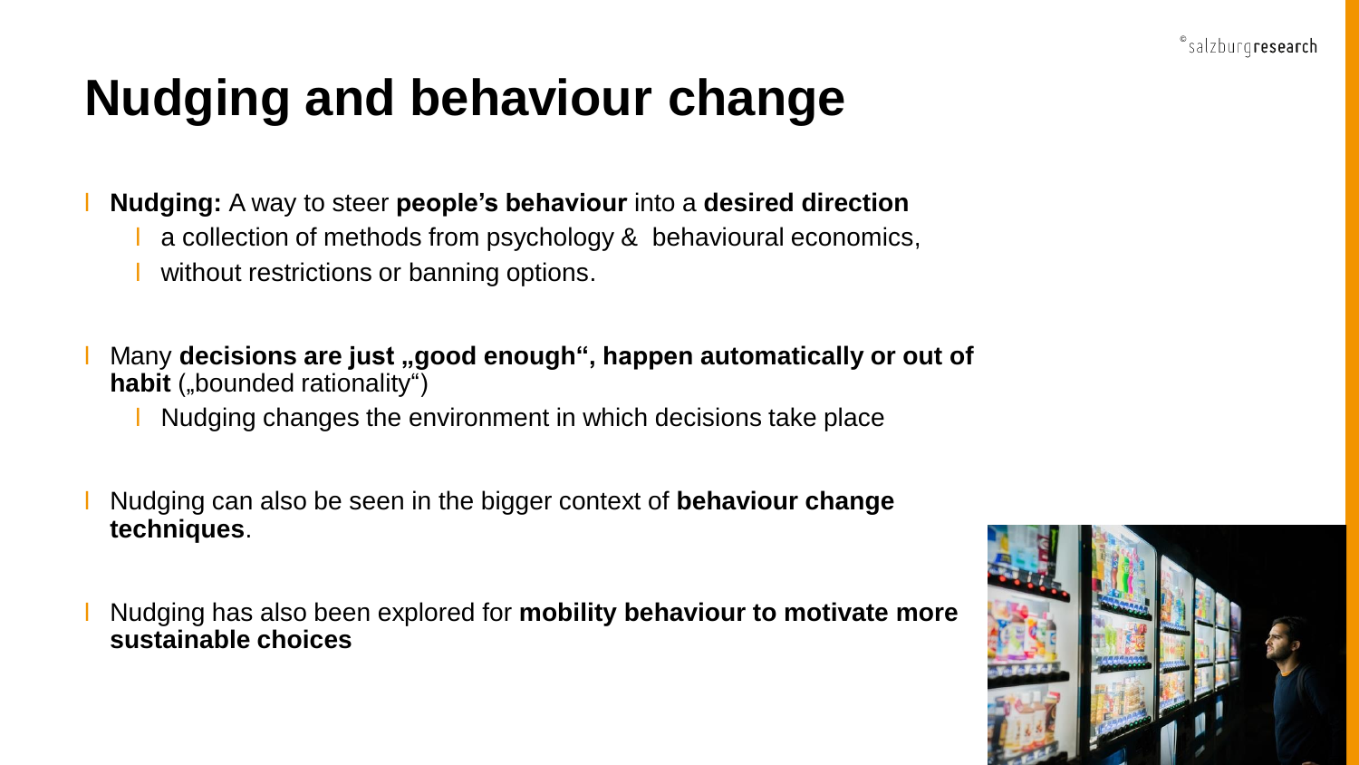# Nudging and behaviour change

- **Nudging:** A way to steer **people's behaviour** into a **desired direction**
  - a collection of methods from psychology & behavioural economics,
  - without restrictions or banning options.
- Many **decisions are just „good enough", happen automatically or out of habit** („bounded rationality")
  - Nudging changes the environment in which decisions take place
- Nudging can also be seen in the bigger context of **behaviour change techniques**.
- Nudging has also been explored for **mobility behaviour to motivate more sustainable choices**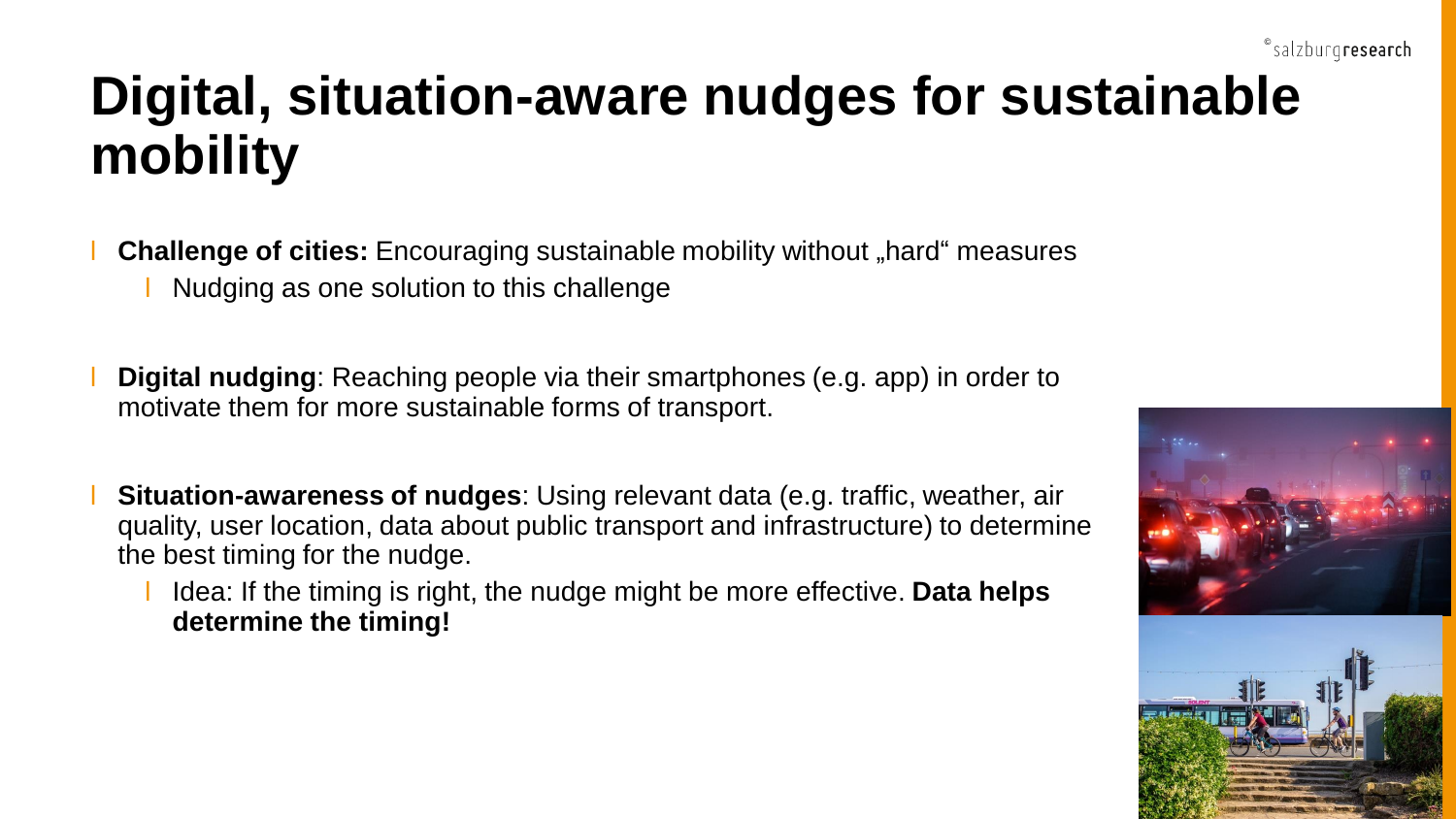# Digital, situation-aware nudges for sustainable mobility

- **Challenge of cities:** Encouraging sustainable mobility without „hard“ measures
  - Nudging as one solution to this challenge

- **Digital nudging**: Reaching people via their smartphones (e.g. app) in order to motivate them for more sustainable forms of transport.

- **Situation-awareness of nudges**: Using relevant data (e.g. traffic, weather, air quality, user location, data about public transport and infrastructure) to determine the best timing for the nudge.
  - Idea: If the timing is right, the nudge might be more effective. **Data helps determine the timing!**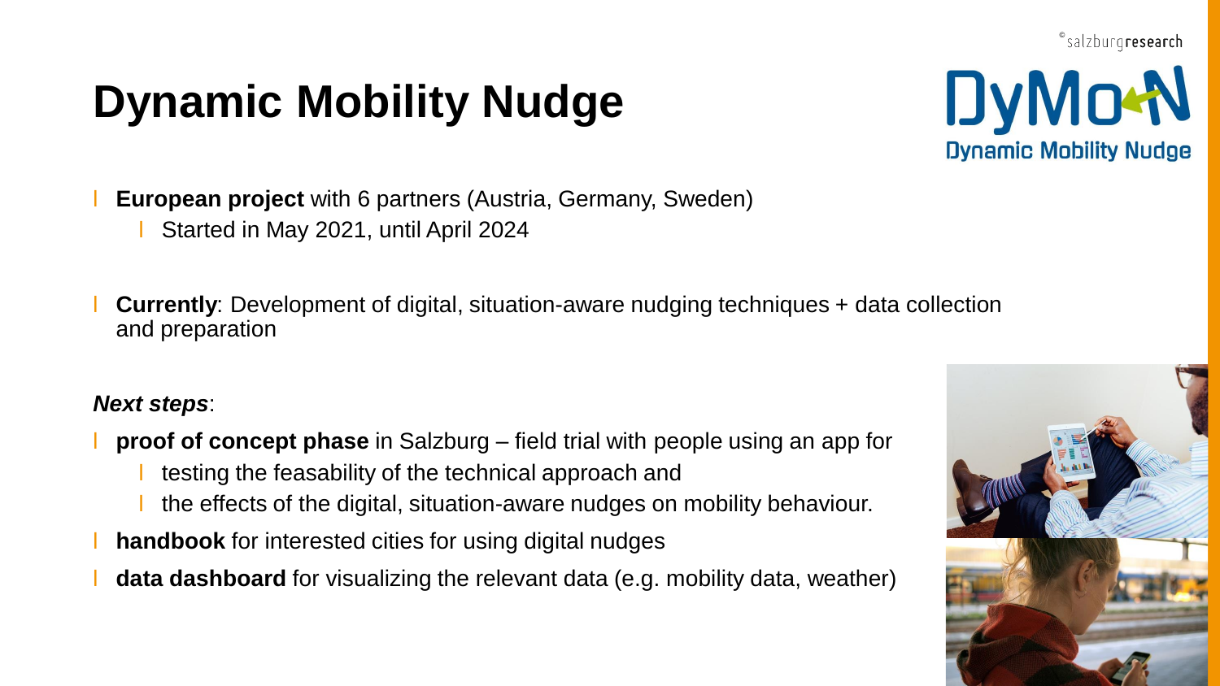# Dynamic Mobility Nudge

- **European project** with 6 partners (Austria, Germany, Sweden)
  - Started in May 2021, until April 2024

- **Currently**: Development of digital, situation-aware nudging techniques + data collection and preparation

***Next steps***:

- **proof of concept phase** in Salzburg – field trial with people using an app for
  - testing the feasability of the technical approach and
  - the effects of the digital, situation-aware nudges on mobility behaviour.
- **handbook** for interested cities for using digital nudges
- **data dashboard** for visualizing the relevant data (e.g. mobility data, weather)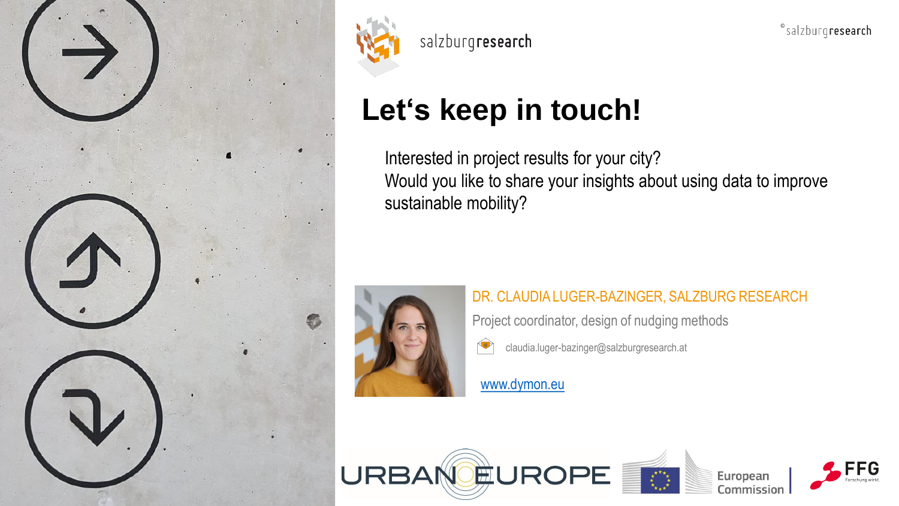# Let‘s keep in touch!

Interested in project results for your city?
Would you like to share your insights about using data to improve sustainable mobility?

DR. CLAUDIA LUGER-BAZINGER, SALZBURG RESEARCH

Project coordinator, design of nudging methods

claudia.luger-bazinger@salzburgresearch.at

www.dymon.eu